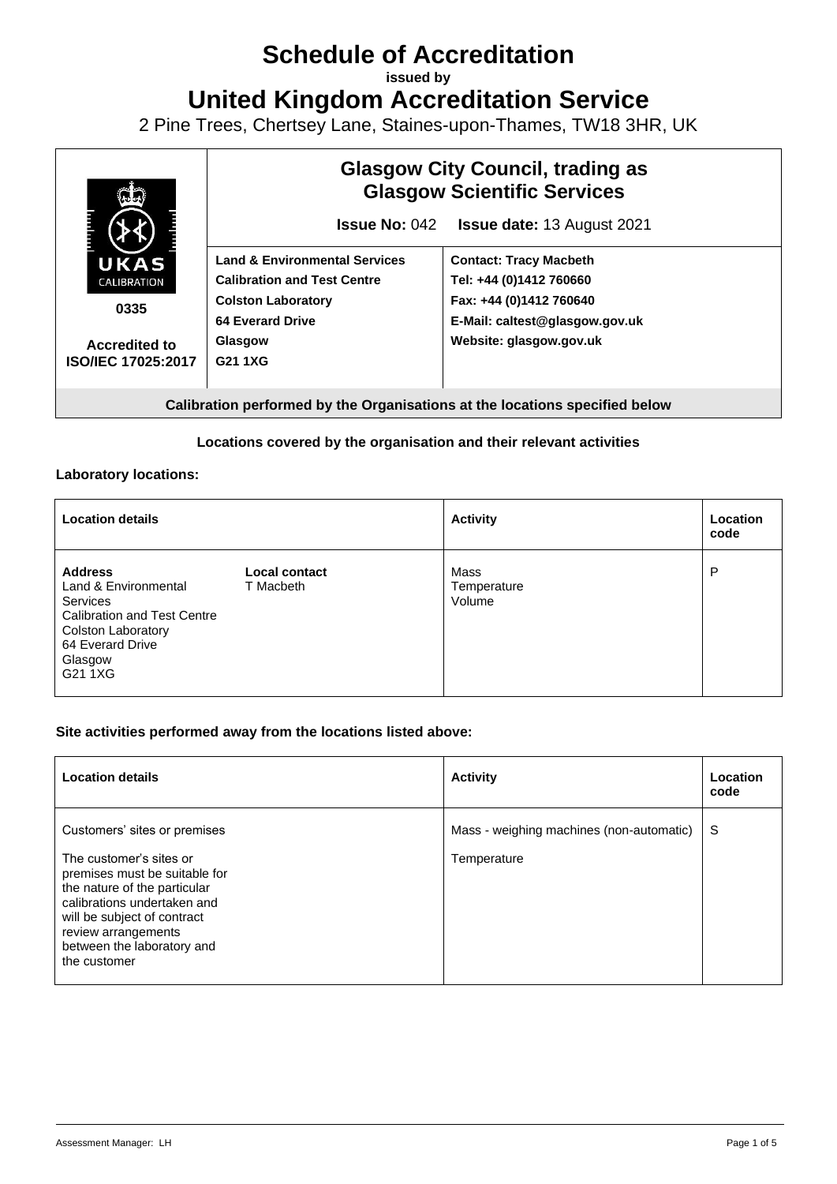# Schedule of Accreditation

**issued by**

# United Kingdom Accreditation Service

2 Pine Trees, Chertsey Lane, Staines-upon-Thames, TW18 3HR, UK

| UKAS CALIBRATION 0335 Accredited to ISO/IEC 17025:2017 | **Glasgow City Council, trading as Glasgow Scientific Services** **Issue No:** 042 **Issue date:** 13 August 2021 | |
|---|---|---|
| | **Land & Environmental Services** **Calibration and Test Centre** **Colston Laboratory** **64 Everard Drive** **Glasgow** **G21 1XG** | **Contact: Tracy Macbeth** **Tel: +44 (0)1412 760660** **Fax: +44 (0)1412 760640** **E-Mail: caltest@glasgow.gov.uk** **Website: glasgow.gov.uk** |

**Calibration performed by the Organisations at the locations specified below**

**Locations covered by the organisation and their relevant activities**

**Laboratory locations:**

| Location details | | Activity | Location code |
|---|---|---|---|
| **Address** Land & Environmental Services Calibration and Test Centre Colston Laboratory 64 Everard Drive Glasgow G21 1XG | **Local contact** T Macbeth | Mass Temperature Volume | P |

**Site activities performed away from the locations listed above:**

| Location details | Activity | Location code |
|---|---|---|
| Customers' sites or premises<br><br>The customer's sites or premises must be suitable for the nature of the particular calibrations undertaken and will be subject of contract review arrangements between the laboratory and the customer | Mass - weighing machines (non-automatic)<br><br>Temperature | S |

Assessment Manager: LH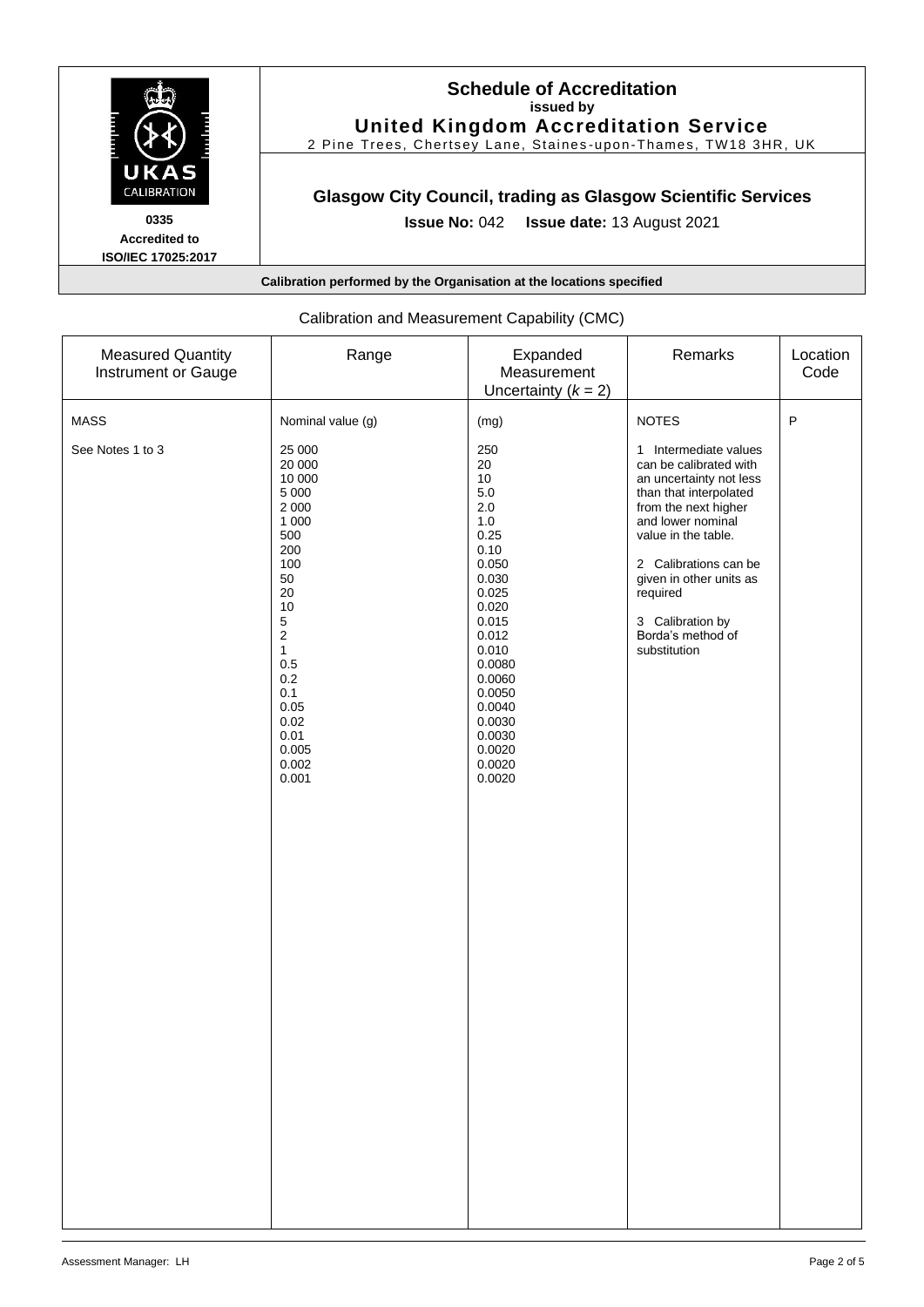# Schedule of Accreditation
**issued by**
**United Kingdom Accreditation Service**
2 Pine Trees, Chertsey Lane, Staines-upon-Thames, TW18 3HR, UK

0335
**Accredited to ISO/IEC 17025:2017**

## Glasgow City Council, trading as Glasgow Scientific Services

**Issue No:** 042 **Issue date:** 13 August 2021

**Calibration performed by the Organisation at the locations specified**

Calibration and Measurement Capability (CMC)

| Measured Quantity Instrument or Gauge | Range | Expanded Measurement Uncertainty ($k = 2$) | Remarks | Location Code |
|---|---|---|---|---|
| MASS | Nominal value (g) | (mg) | NOTES | P |
| See Notes 1 to 3 | 25 000 | 250 | 1 Intermediate values can be calibrated with an uncertainty not less than that interpolated from the next higher and lower nominal value in the table. | |
| | 20 000 | 20 | | |
| | 10 000 | 10 | | |
| | 5 000 | 5.0 | | |
| | 2 000 | 2.0 | 2 Calibrations can be given in other units as required | |
| | 1 000 | 1.0 | | |
| | 500 | 0.25 | | |
| | 200 | 0.10 | 3 Calibration by Borda's method of substitution | |
| | 100 | 0.050 | | |
| | 50 | 0.030 | | |
| | 20 | 0.025 | | |
| | 10 | 0.020 | | |
| | 5 | 0.015 | | |
| | 2 | 0.012 | | |
| | 1 | 0.010 | | |
| | 0.5 | 0.0080 | | |
| | 0.2 | 0.0060 | | |
| | 0.1 | 0.0050 | | |
| | 0.05 | 0.0040 | | |
| | 0.02 | 0.0030 | | |
| | 0.01 | 0.0030 | | |
| | 0.005 | 0.0020 | | |
| | 0.002 | 0.0020 | | |
| | 0.001 | 0.0020 | | |

Assessment Manager: LH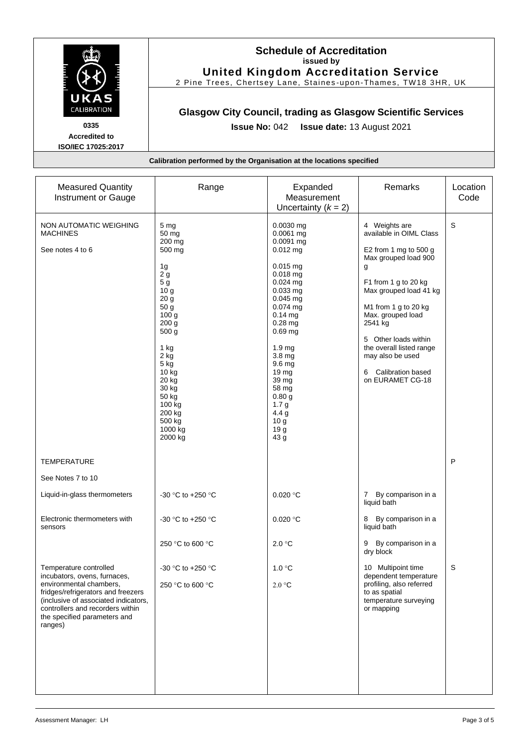UKAS CALIBRATION

0335

**Accredited to ISO/IEC 17025:2017**

# Schedule of Accreditation
**issued by**
**United Kingdom Accreditation Service**

2 Pine Trees, Chertsey Lane, Staines-upon-Thames, TW18 3HR, UK

## Glasgow City Council, trading as Glasgow Scientific Services

**Issue No:** 042 **Issue date:** 13 August 2021

**Calibration performed by the Organisation at the locations specified**

| Measured Quantity Instrument or Gauge | Range | Expanded Measurement Uncertainty ($k$ = 2) | Remarks | Location Code |
|---|---|---|---|---|
| NON AUTOMATIC WEIGHING MACHINES<br><br>See notes 4 to 6 | 5 mg<br>50 mg<br>200 mg<br>500 mg<br><br>1g<br>2 g<br>5 g<br>10 g<br>20 g<br>50 g<br>100 g<br>200 g<br>500 g<br><br>1 kg<br>2 kg<br>5 kg<br>10 kg<br>20 kg<br>30 kg<br>50 kg<br>100 kg<br>200 kg<br>500 kg<br>1000 kg<br>2000 kg | 0.0030 mg<br>0.0061 mg<br>0.0091 mg<br>0.012 mg<br><br>0.015 mg<br>0.018 mg<br>0.024 mg<br>0.033 mg<br>0.045 mg<br>0.074 mg<br>0.14 mg<br>0.28 mg<br>0.69 mg<br><br>1.9 mg<br>3.8 mg<br>9.6 mg<br>19 mg<br>39 mg<br>58 mg<br>0.80 g<br>1.7 g<br>4.4 g<br>10 g<br>19 g<br>43 g | 4 Weights are available in OIML Class<br><br>E2 from 1 mg to 500 g Max grouped load 900 g<br><br>F1 from 1 g to 20 kg Max grouped load 41 kg<br><br>M1 from 1 g to 20 kg Max. grouped load 2541 kg<br><br>5 Other loads within the overall listed range may also be used<br><br>6 Calibration based on EURAMET CG-18 | S |
| TEMPERATURE<br><br>See Notes 7 to 10 | | | | P |
| Liquid-in-glass thermometers | -30 °C to +250 °C | 0.020 °C | 7 By comparison in a liquid bath | |
| Electronic thermometers with sensors | -30 °C to +250 °C | 0.020 °C | 8 By comparison in a liquid bath | |
| | 250 °C to 600 °C | 2.0 °C | 9 By comparison in a dry block | |
| Temperature controlled incubators, ovens, furnaces, environmental chambers, fridges/refrigerators and freezers (inclusive of associated indicators, controllers and recorders within the specified parameters and ranges) | -30 °C to +250 °C<br><br>250 °C to 600 °C | 1.0 °C<br><br>2.0 °C | 10 Multipoint time dependent temperature profiling, also referred to as spatial temperature surveying or mapping | S |

Assessment Manager: LH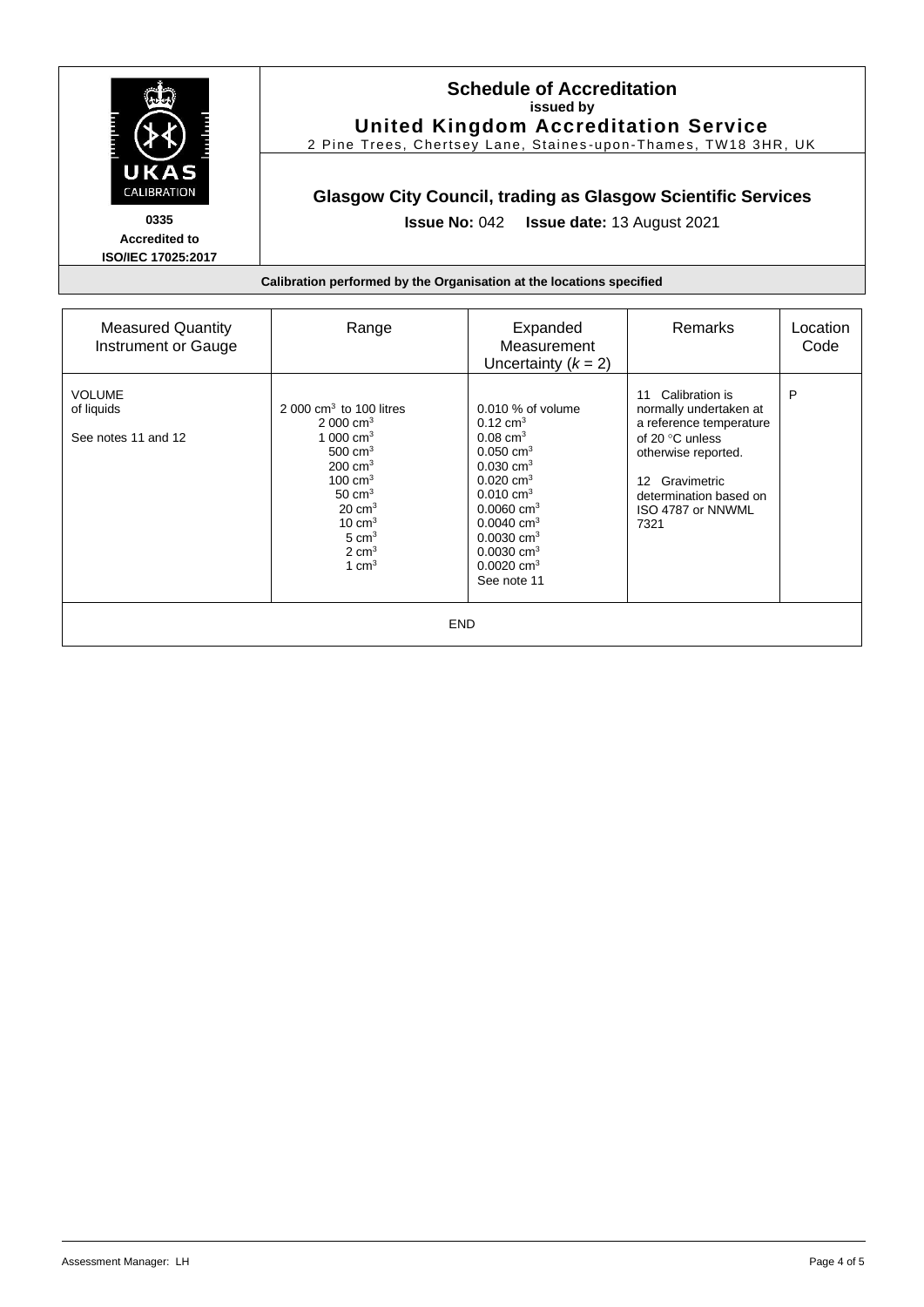**Schedule of Accreditation**
**issued by**
**United Kingdom Accreditation Service**
2 Pine Trees, Chertsey Lane, Staines-upon-Thames, TW18 3HR, UK

UKAS CALIBRATION
**0335**
**Accredited to**
**ISO/IEC 17025:2017**

## Glasgow City Council, trading as Glasgow Scientific Services

**Issue No:** 042 **Issue date:** 13 August 2021

**Calibration performed by the Organisation at the locations specified**

| Measured Quantity Instrument or Gauge | Range | Expanded Measurement Uncertainty ($k$ = 2) | Remarks | Location Code |
|---|---|---|---|---|
| VOLUME<br>of liquids<br><br>See notes 11 and 12 | 2 000 $cm^3$ to 100 litres<br>2 000 $cm^3$<br>1 000 $cm^3$<br>500 $cm^3$<br>200 $cm^3$<br>100 $cm^3$<br>50 $cm^3$<br>20 $cm^3$<br>10 $cm^3$<br>5 $cm^3$<br>2 $cm^3$<br>1 $cm^3$ | 0.010 % of volume<br>0.12 $cm^3$<br>0.08 $cm^3$<br>0.050 $cm^3$<br>0.030 $cm^3$<br>0.020 $cm^3$<br>0.010 $cm^3$<br>0.0060 $cm^3$<br>0.0040 $cm^3$<br>0.0030 $cm^3$<br>0.0030 $cm^3$<br>0.0020 $cm^3$<br>See note 11 | 11 Calibration is normally undertaken at a reference temperature of 20 °C unless otherwise reported.<br><br>12 Gravimetric determination based on ISO 4787 or NNWML 7321 | P |

END

Assessment Manager: LH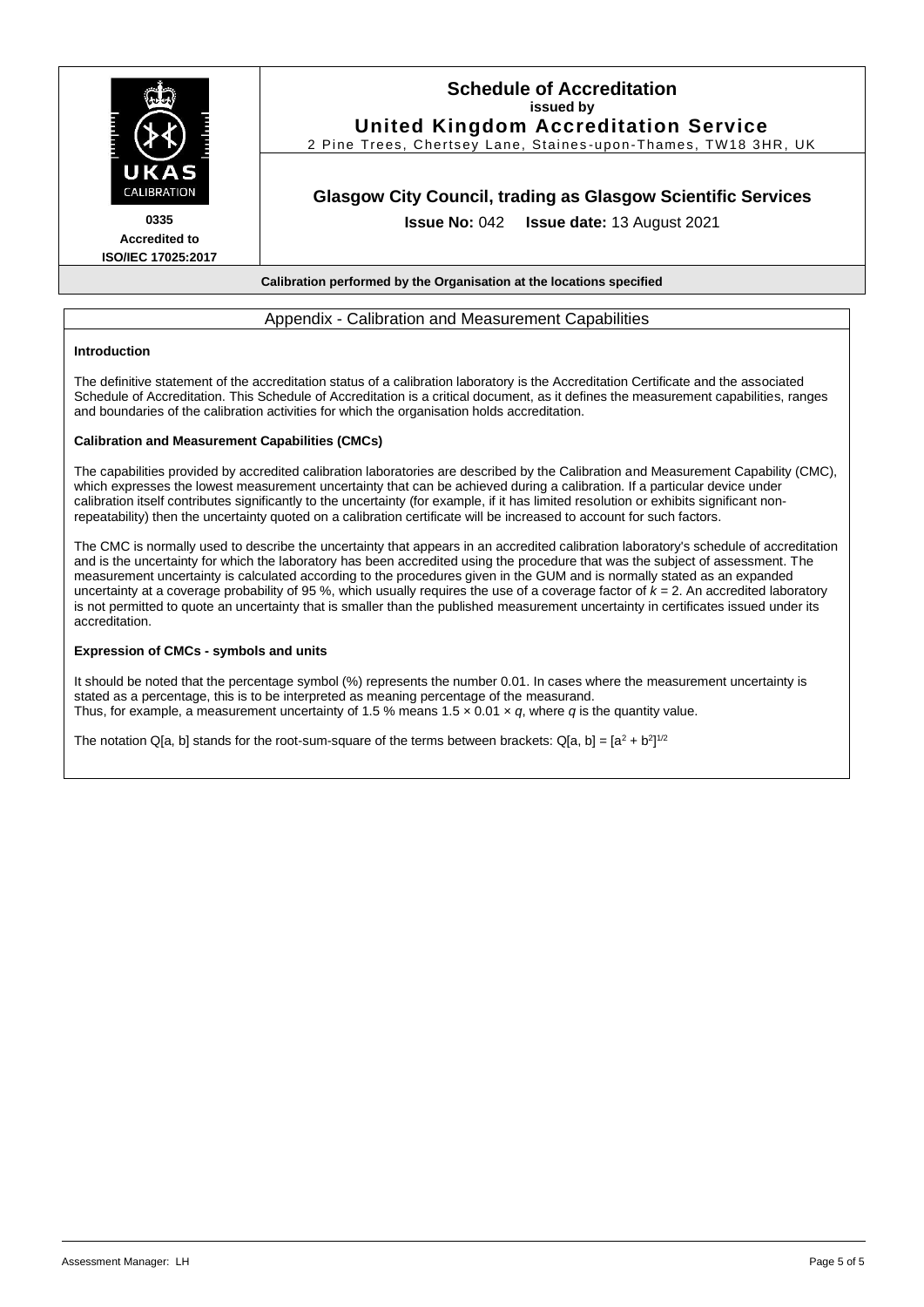# Schedule of Accreditation
**issued by**
**United Kingdom Accreditation Service**
2 Pine Trees, Chertsey Lane, Staines-upon-Thames, TW18 3HR, UK

**0335**
**Accredited to**
**ISO/IEC 17025:2017**

## Glasgow City Council, trading as Glasgow Scientific Services

**Issue No:** 042 **Issue date:** 13 August 2021

**Calibration performed by the Organisation at the locations specified**

## Appendix - Calibration and Measurement Capabilities

**Introduction**

The definitive statement of the accreditation status of a calibration laboratory is the Accreditation Certificate and the associated Schedule of Accreditation. This Schedule of Accreditation is a critical document, as it defines the measurement capabilities, ranges and boundaries of the calibration activities for which the organisation holds accreditation.

**Calibration and Measurement Capabilities (CMCs)**

The capabilities provided by accredited calibration laboratories are described by the Calibration and Measurement Capability (CMC), which expresses the lowest measurement uncertainty that can be achieved during a calibration. If a particular device under calibration itself contributes significantly to the uncertainty (for example, if it has limited resolution or exhibits significant non-repeatability) then the uncertainty quoted on a calibration certificate will be increased to account for such factors.

The CMC is normally used to describe the uncertainty that appears in an accredited calibration laboratory's schedule of accreditation and is the uncertainty for which the laboratory has been accredited using the procedure that was the subject of assessment. The measurement uncertainty is calculated according to the procedures given in the GUM and is normally stated as an expanded uncertainty at a coverage probability of 95 %, which usually requires the use of a coverage factor of $k = 2$. An accredited laboratory is not permitted to quote an uncertainty that is smaller than the published measurement uncertainty in certificates issued under its accreditation.

**Expression of CMCs - symbols and units**

It should be noted that the percentage symbol (%) represents the number 0.01. In cases where the measurement uncertainty is stated as a percentage, this is to be interpreted as meaning percentage of the measurand.
Thus, for example, a measurement uncertainty of 1.5 % means $1.5 \times 0.01 \times q$, where $q$ is the quantity value.

The notation Q[a, b] stands for the root-sum-square of the terms between brackets: $Q[a, b] = [a^2 + b^2]^{1/2}$

Assessment Manager: LH